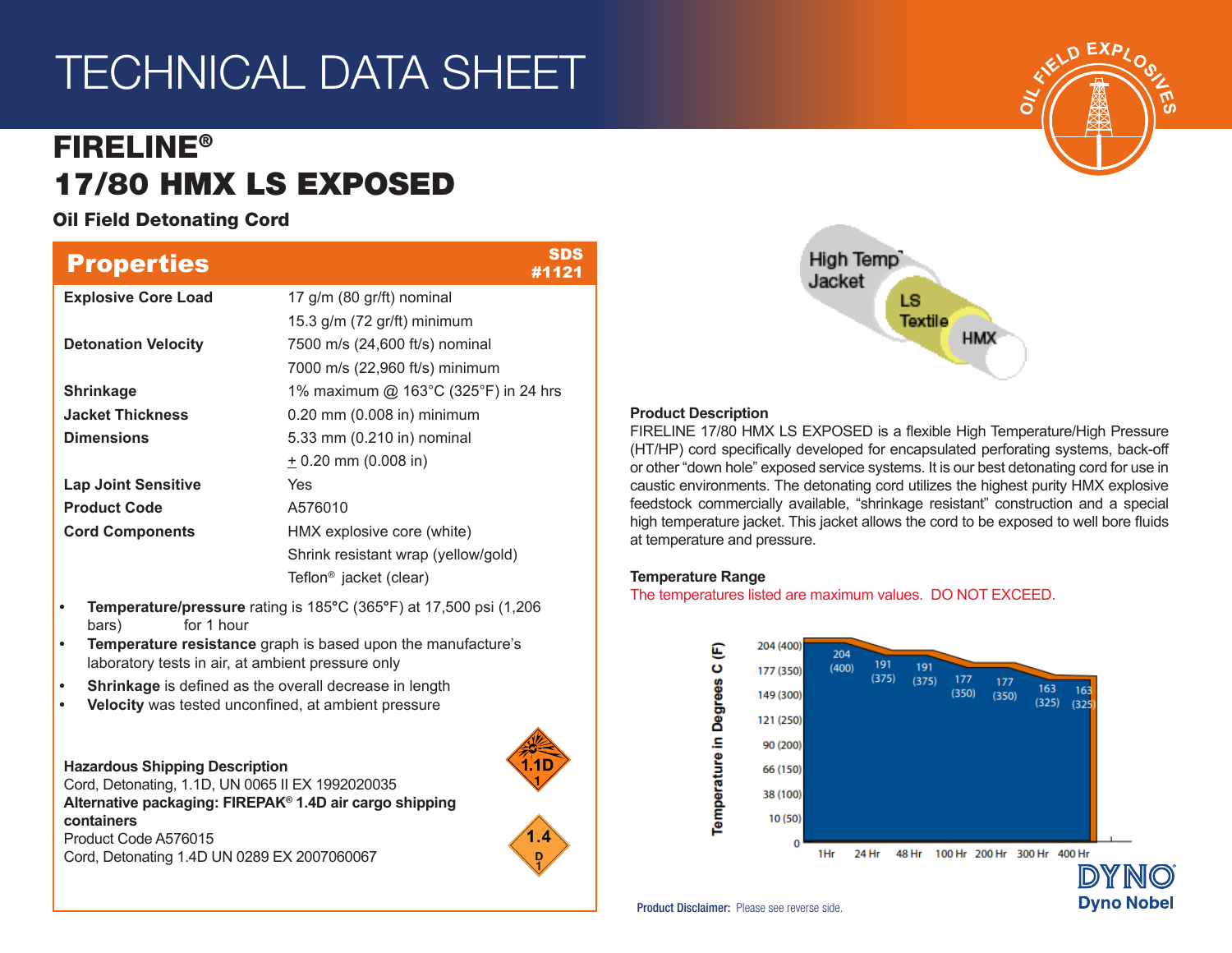# TECHNICAL DATA SHEET

## FIRELINE®
## 17/80 HMX LS EXPOSED

### Oil Field Detonating Cord

## Properties

SDS #1121

| | |
|---|---|
| **Explosive Core Load** | 17 g/m (80 gr/ft) nominal<br>15.3 g/m (72 gr/ft) minimum |
| **Detonation Velocity** | 7500 m/s (24,600 ft/s) nominal<br>7000 m/s (22,960 ft/s) minimum |
| **Shrinkage** | 1% maximum @ 163°C (325°F) in 24 hrs |
| **Jacket Thickness** | 0.20 mm (0.008 in) minimum |
| **Dimensions** | 5.33 mm (0.210 in) nominal<br>± 0.20 mm (0.008 in) |
| **Lap Joint Sensitive** | Yes |
| **Product Code** | A576010 |
| **Cord Components** | HMX explosive core (white)<br>Shrink resistant wrap (yellow/gold)<br>Teflon® jacket (clear) |

- **Temperature/pressure** rating is 185°C (365°F) at 17,500 psi (1,206 bars) for 1 hour
- **Temperature resistance** graph is based upon the manufacture's laboratory tests in air, at ambient pressure only
- **Shrinkage** is defined as the overall decrease in length
- **Velocity** was tested unconfined, at ambient pressure

**Hazardous Shipping Description**
Cord, Detonating, 1.1D, UN 0065 II EX 1992020035
**Alternative packaging: FIREPAK® 1.4D air cargo shipping containers**
Product Code A576015
Cord, Detonating 1.4D UN 0289 EX 2007060067

High Temp Jacket / LS Textile / HMX

**Product Description**
FIRELINE 17/80 HMX LS EXPOSED is a flexible High Temperature/High Pressure (HT/HP) cord specifically developed for encapsulated perforating systems, back-off or other "down hole" exposed service systems. It is our best detonating cord for use in caustic environments. The detonating cord utilizes the highest purity HMX explosive feedstock commercially available, "shrinkage resistant" construction and a special high temperature jacket. This jacket allows the cord to be exposed to well bore fluids at temperature and pressure.

**Temperature Range**
The temperatures listed are maximum values. DO NOT EXCEED.

| Time | 1 Hr | 24 Hr | 48 Hr | 100 Hr | 200 Hr | 300 Hr | 400 Hr |
|---|---|---|---|---|---|---|---|
| Temperature in Degrees C (F) | 204 (400) | 191 (375) | 191 (375) | 177 (350) | 177 (350) | 163 (325) | 163 (325) |

**Product Disclaimer:** Please see reverse side.

DYNO Dyno Nobel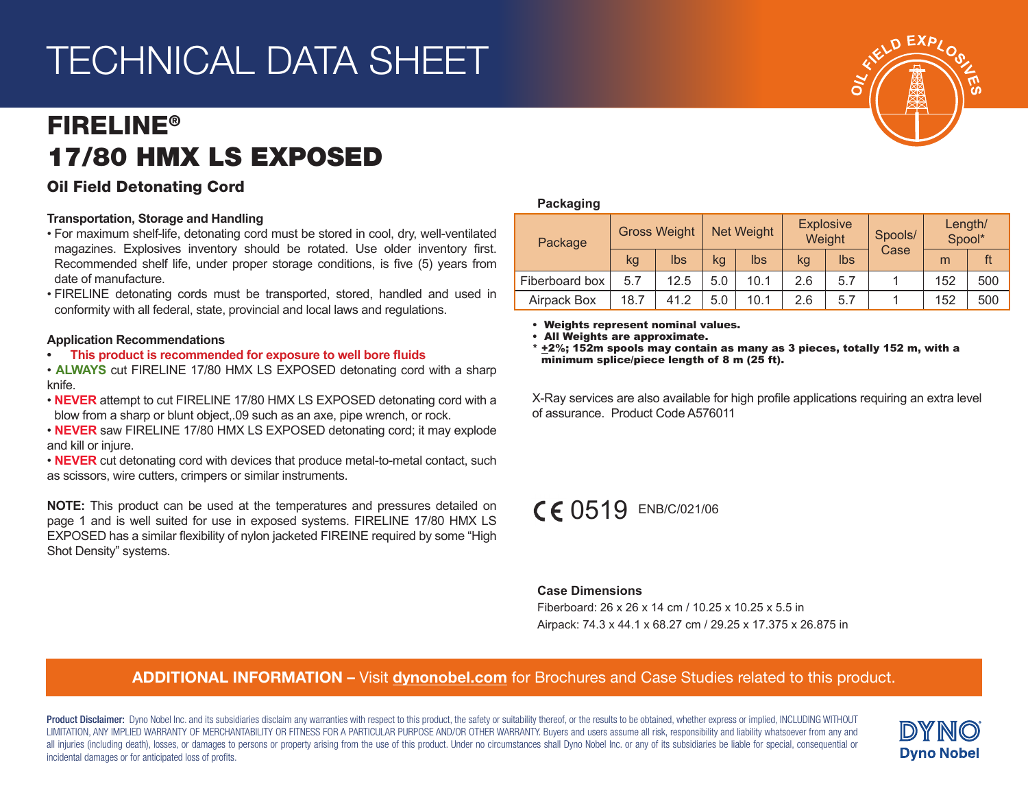# TECHNICAL DATA SHEET

# FIRELINE®
# 17/80 HMX LS EXPOSED

### Oil Field Detonating Cord

**Transportation, Storage and Handling**

- For maximum shelf-life, detonating cord must be stored in cool, dry, well-ventilated magazines. Explosives inventory should be rotated. Use older inventory first. Recommended shelf life, under proper storage conditions, is five (5) years from date of manufacture.
- FIRELINE detonating cords must be transported, stored, handled and used in conformity with all federal, state, provincial and local laws and regulations.

**Application Recommendations**

- This product is recommended for exposure to well bore fluids
- **ALWAYS** cut FIRELINE 17/80 HMX LS EXPOSED detonating cord with a sharp knife.
- **NEVER** attempt to cut FIRELINE 17/80 HMX LS EXPOSED detonating cord with a blow from a sharp or blunt object,.09 such as an axe, pipe wrench, or rock.
- **NEVER** saw FIRELINE 17/80 HMX LS EXPOSED detonating cord; it may explode and kill or injure.
- **NEVER** cut detonating cord with devices that produce metal-to-metal contact, such as scissors, wire cutters, crimpers or similar instruments.

**NOTE:** This product can be used at the temperatures and pressures detailed on page 1 and is well suited for use in exposed systems. FIRELINE 17/80 HMX LS EXPOSED has a similar flexibility of nylon jacketed FIREINE required by some "High Shot Density" systems.

**Packaging**

| Package | Gross Weight | | Net Weight | | Explosive Weight | | Spools/ Case | Length/ Spool* | |
|---|---|---|---|---|---|---|---|---|---|
| | kg | lbs | kg | lbs | kg | lbs | | m | ft |
| Fiberboard box | 5.7 | 12.5 | 5.0 | 10.1 | 2.6 | 5.7 | 1 | 152 | 500 |
| Airpack Box | 18.7 | 41.2 | 5.0 | 10.1 | 2.6 | 5.7 | 1 | 152 | 500 |

- **Weights represent nominal values.**
- **All Weights are approximate.**

\* **±2%; 152m spools may contain as many as 3 pieces, totally 152 m, with a minimum splice/piece length of 8 m (25 ft).**

X-Ray services are also available for high profile applications requiring an extra level of assurance. Product Code A576011

CE 0519 ENB/C/021/06

**Case Dimensions**

Fiberboard: 26 x 26 x 14 cm / 10.25 x 10.25 x 5.5 in

Airpack: 74.3 x 44.1 x 68.27 cm / 29.25 x 17.375 x 26.875 in

**ADDITIONAL INFORMATION –** Visit **dynonobel.com** for Brochures and Case Studies related to this product.

**Product Disclaimer:** Dyno Nobel Inc. and its subsidiaries disclaim any warranties with respect to this product, the safety or suitability thereof, or the results to be obtained, whether express or implied, INCLUDING WITHOUT LIMITATION, ANY IMPLIED WARRANTY OF MERCHANTABILITY OR FITNESS FOR A PARTICULAR PURPOSE AND/OR OTHER WARRANTY. Buyers and users assume all risk, responsibility and liability whatsoever from any and all injuries (including death), losses, or damages to persons or property arising from the use of this product. Under no circumstances shall Dyno Nobel Inc. or any of its subsidiaries be liable for special, consequential or incidental damages or for anticipated loss of profits.